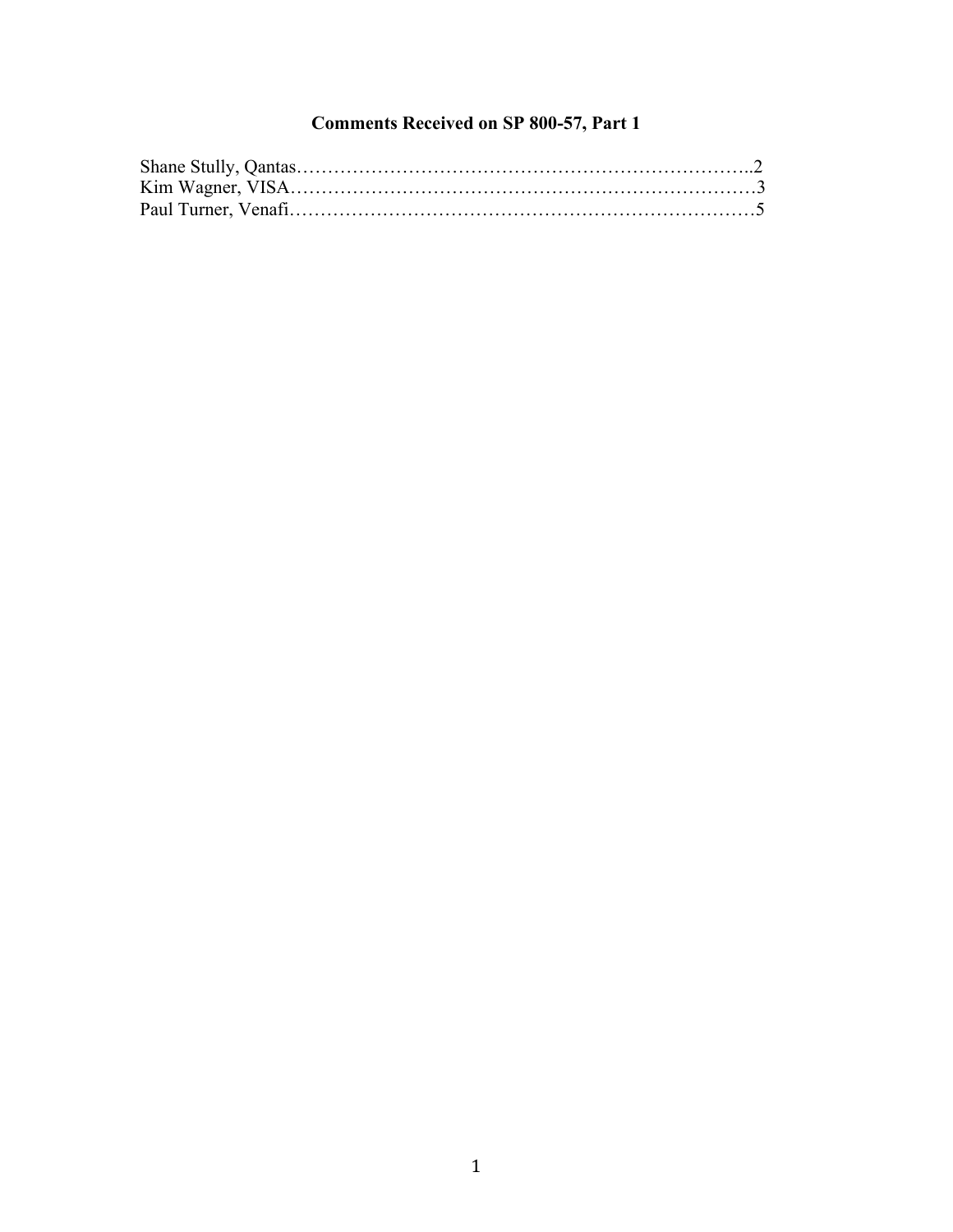# Comments Received on SP 800-57, Part 1

Shane Stully, Qantas……………………………………………………………..2
Kim Wagner, VISA…………………………………………………………………3
Paul Turner, Venafi…………………………………………………………………5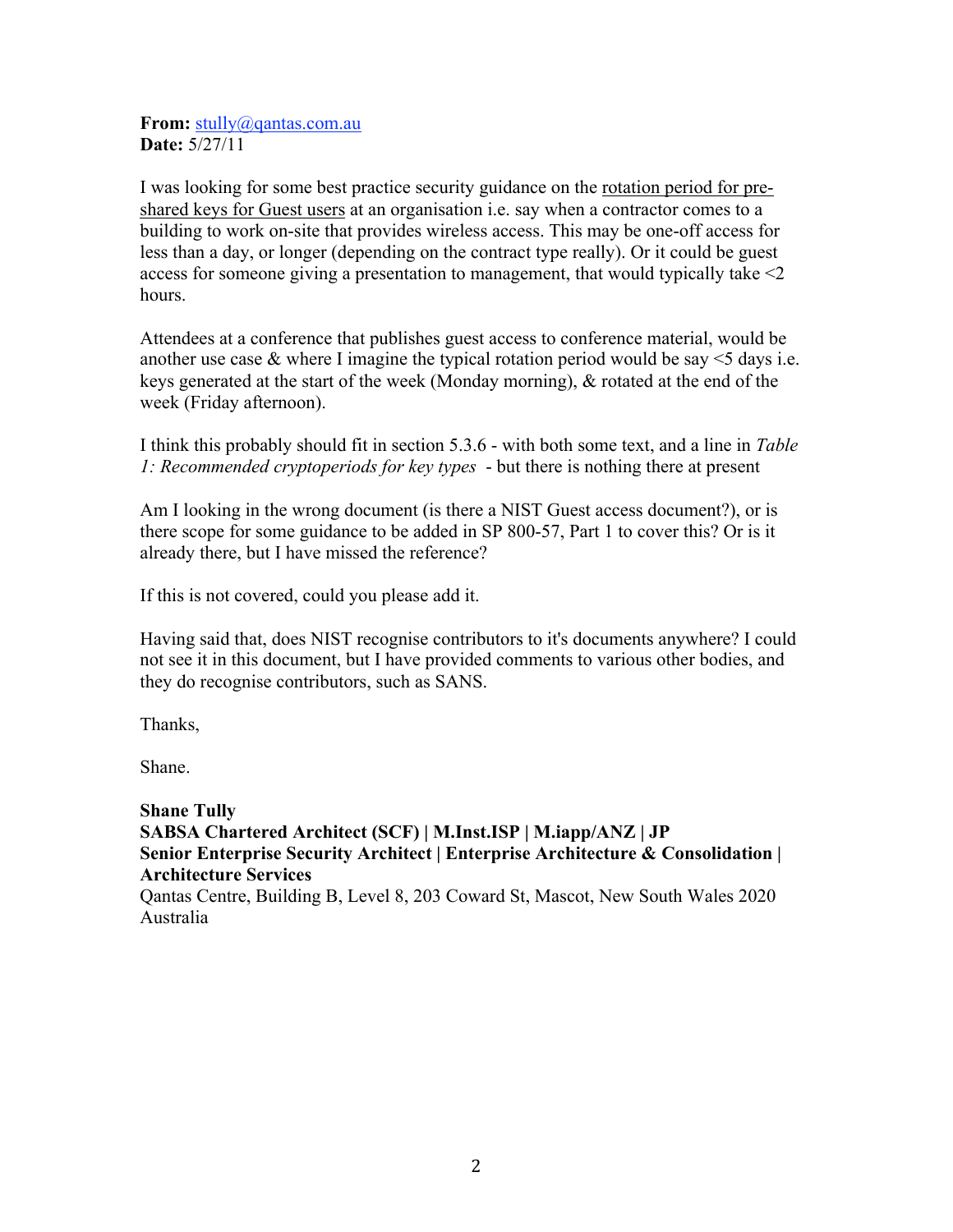**From:** stully@qantas.com.au
**Date:** 5/27/11

I was looking for some best practice security guidance on the rotation period for pre-shared keys for Guest users at an organisation i.e. say when a contractor comes to a building to work on-site that provides wireless access. This may be one-off access for less than a day, or longer (depending on the contract type really). Or it could be guest access for someone giving a presentation to management, that would typically take <2 hours.

Attendees at a conference that publishes guest access to conference material, would be another use case & where I imagine the typical rotation period would be say <5 days i.e. keys generated at the start of the week (Monday morning), & rotated at the end of the week (Friday afternoon).

I think this probably should fit in section 5.3.6 - with both some text, and a line in *Table 1: Recommended cryptoperiods for key types* - but there is nothing there at present

Am I looking in the wrong document (is there a NIST Guest access document?), or is there scope for some guidance to be added in SP 800-57, Part 1 to cover this? Or is it already there, but I have missed the reference?

If this is not covered, could you please add it.

Having said that, does NIST recognise contributors to it's documents anywhere? I could not see it in this document, but I have provided comments to various other bodies, and they do recognise contributors, such as SANS.

Thanks,

Shane.

**Shane Tully**
**SABSA Chartered Architect (SCF) | M.Inst.ISP | M.iapp/ANZ | JP**
**Senior Enterprise Security Architect | Enterprise Architecture & Consolidation | Architecture Services**
Qantas Centre, Building B, Level 8, 203 Coward St, Mascot, New South Wales 2020 Australia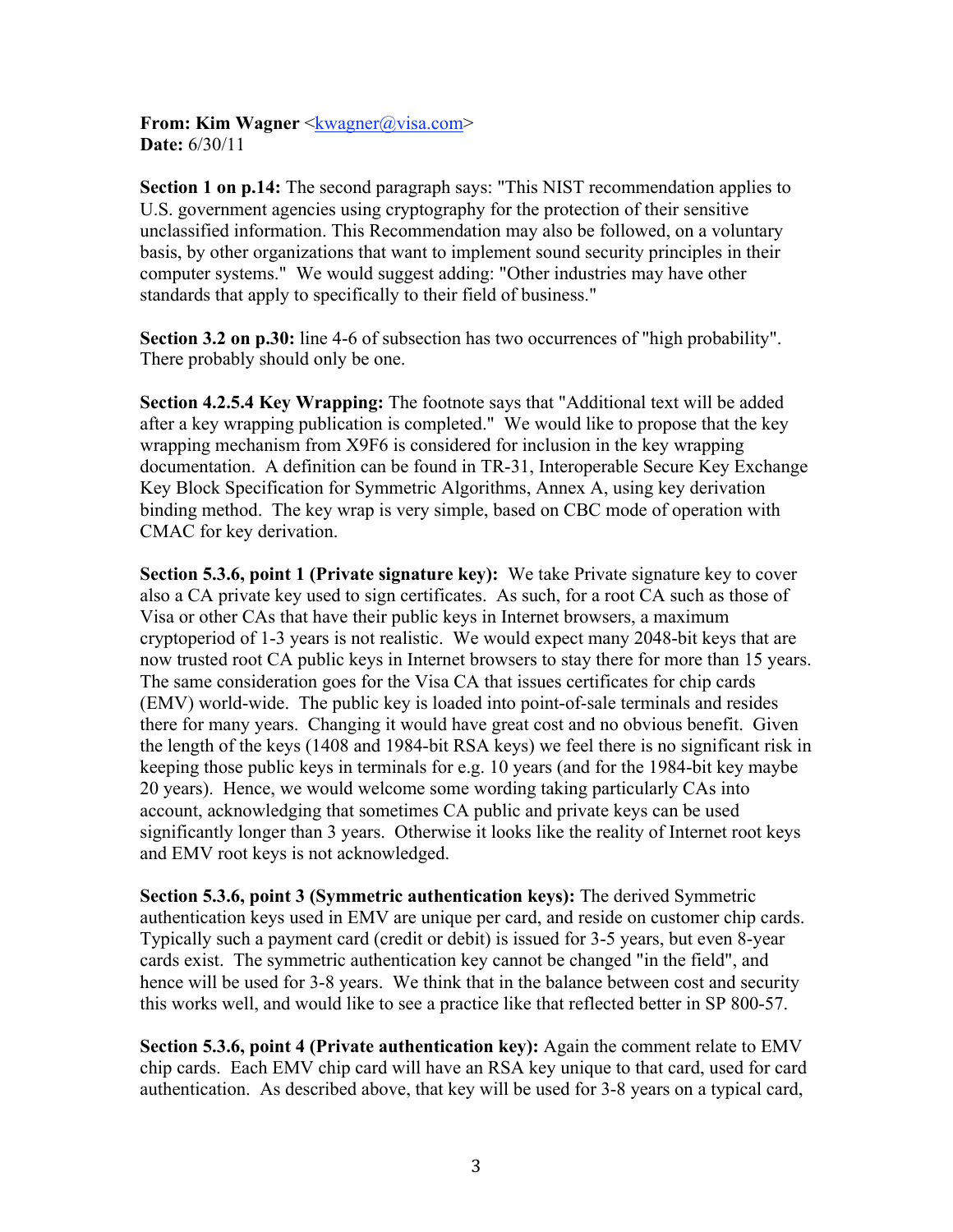**From: Kim Wagner** <kwagner@visa.com>
**Date:** 6/30/11

**Section 1 on p.14:** The second paragraph says: "This NIST recommendation applies to U.S. government agencies using cryptography for the protection of their sensitive unclassified information. This Recommendation may also be followed, on a voluntary basis, by other organizations that want to implement sound security principles in their computer systems." We would suggest adding: "Other industries may have other standards that apply to specifically to their field of business."

**Section 3.2 on p.30:** line 4-6 of subsection has two occurrences of "high probability". There probably should only be one.

**Section 4.2.5.4 Key Wrapping:** The footnote says that "Additional text will be added after a key wrapping publication is completed." We would like to propose that the key wrapping mechanism from X9F6 is considered for inclusion in the key wrapping documentation. A definition can be found in TR-31, Interoperable Secure Key Exchange Key Block Specification for Symmetric Algorithms, Annex A, using key derivation binding method. The key wrap is very simple, based on CBC mode of operation with CMAC for key derivation.

**Section 5.3.6, point 1 (Private signature key):** We take Private signature key to cover also a CA private key used to sign certificates. As such, for a root CA such as those of Visa or other CAs that have their public keys in Internet browsers, a maximum cryptoperiod of 1-3 years is not realistic. We would expect many 2048-bit keys that are now trusted root CA public keys in Internet browsers to stay there for more than 15 years. The same consideration goes for the Visa CA that issues certificates for chip cards (EMV) world-wide. The public key is loaded into point-of-sale terminals and resides there for many years. Changing it would have great cost and no obvious benefit. Given the length of the keys (1408 and 1984-bit RSA keys) we feel there is no significant risk in keeping those public keys in terminals for e.g. 10 years (and for the 1984-bit key maybe 20 years). Hence, we would welcome some wording taking particularly CAs into account, acknowledging that sometimes CA public and private keys can be used significantly longer than 3 years. Otherwise it looks like the reality of Internet root keys and EMV root keys is not acknowledged.

**Section 5.3.6, point 3 (Symmetric authentication keys):** The derived Symmetric authentication keys used in EMV are unique per card, and reside on customer chip cards. Typically such a payment card (credit or debit) is issued for 3-5 years, but even 8-year cards exist. The symmetric authentication key cannot be changed "in the field", and hence will be used for 3-8 years. We think that in the balance between cost and security this works well, and would like to see a practice like that reflected better in SP 800-57.

**Section 5.3.6, point 4 (Private authentication key):** Again the comment relate to EMV chip cards. Each EMV chip card will have an RSA key unique to that card, used for card authentication. As described above, that key will be used for 3-8 years on a typical card,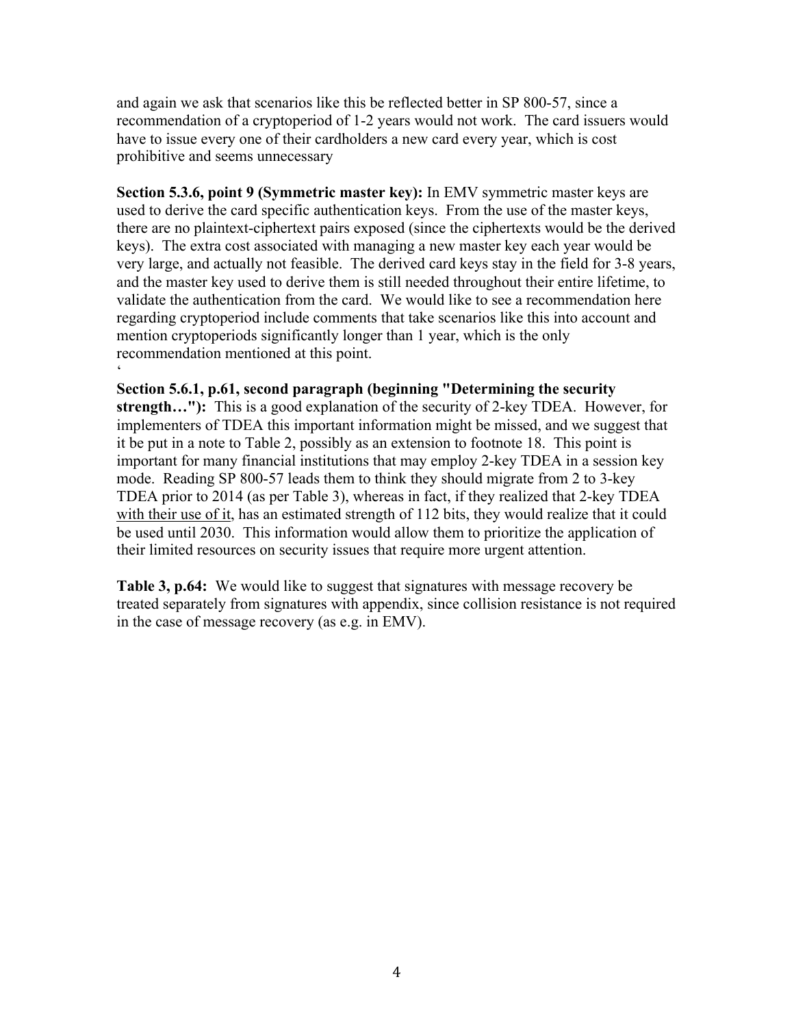and again we ask that scenarios like this be reflected better in SP 800-57, since a recommendation of a cryptoperiod of 1-2 years would not work. The card issuers would have to issue every one of their cardholders a new card every year, which is cost prohibitive and seems unnecessary

**Section 5.3.6, point 9 (Symmetric master key):** In EMV symmetric master keys are used to derive the card specific authentication keys. From the use of the master keys, there are no plaintext-ciphertext pairs exposed (since the ciphertexts would be the derived keys). The extra cost associated with managing a new master key each year would be very large, and actually not feasible. The derived card keys stay in the field for 3-8 years, and the master key used to derive them is still needed throughout their entire lifetime, to validate the authentication from the card. We would like to see a recommendation here regarding cryptoperiod include comments that take scenarios like this into account and mention cryptoperiods significantly longer than 1 year, which is the only recommendation mentioned at this point.
‘

**Section 5.6.1, p.61, second paragraph (beginning "Determining the security strength…"):** This is a good explanation of the security of 2-key TDEA. However, for implementers of TDEA this important information might be missed, and we suggest that it be put in a note to Table 2, possibly as an extension to footnote 18. This point is important for many financial institutions that may employ 2-key TDEA in a session key mode. Reading SP 800-57 leads them to think they should migrate from 2 to 3-key TDEA prior to 2014 (as per Table 3), whereas in fact, if they realized that 2-key TDEA with their use of it, has an estimated strength of 112 bits, they would realize that it could be used until 2030. This information would allow them to prioritize the application of their limited resources on security issues that require more urgent attention.

**Table 3, p.64:** We would like to suggest that signatures with message recovery be treated separately from signatures with appendix, since collision resistance is not required in the case of message recovery (as e.g. in EMV).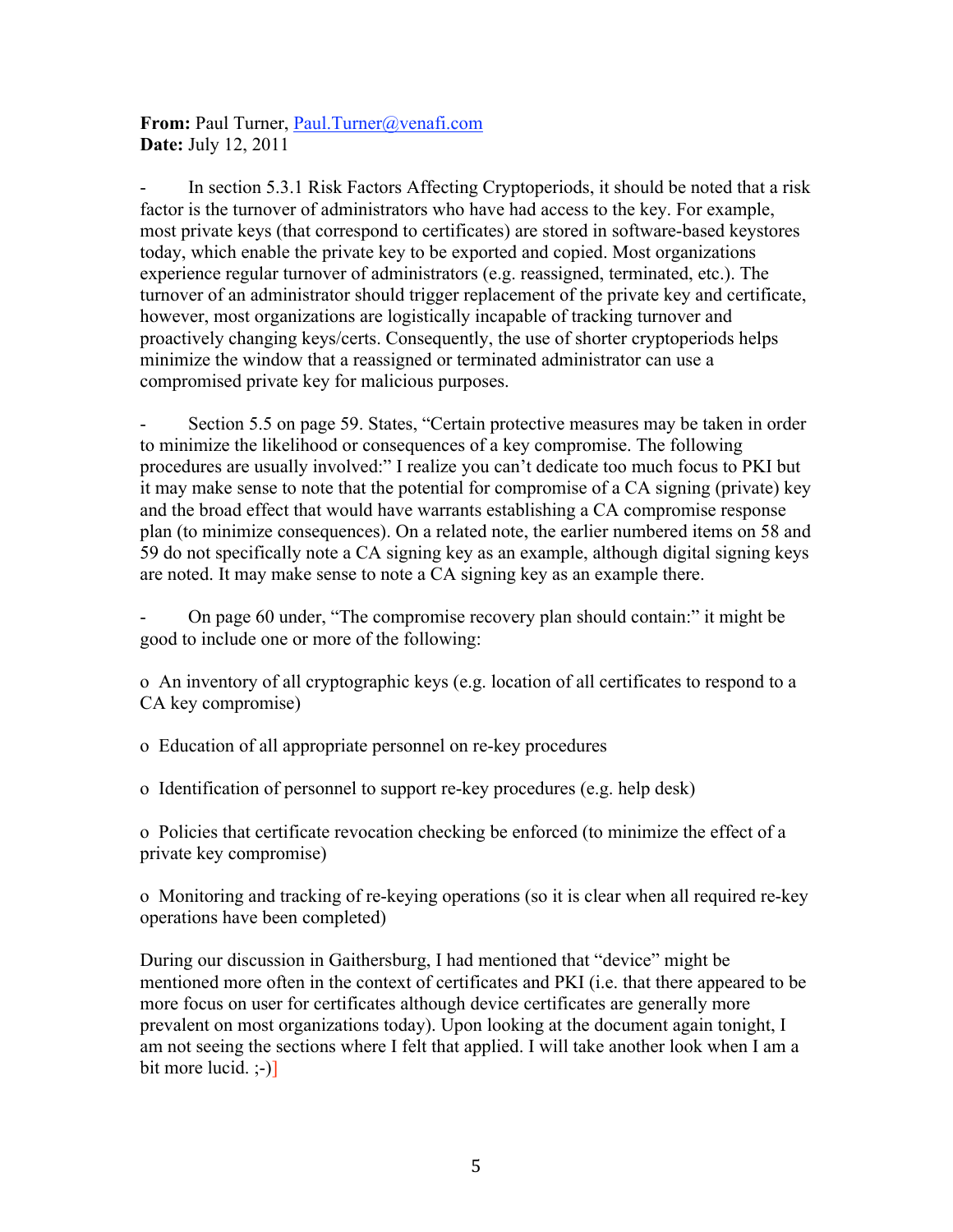**From:** Paul Turner, Paul.Turner@venafi.com
**Date:** July 12, 2011

- In section 5.3.1 Risk Factors Affecting Cryptoperiods, it should be noted that a risk factor is the turnover of administrators who have had access to the key. For example, most private keys (that correspond to certificates) are stored in software-based keystores today, which enable the private key to be exported and copied. Most organizations experience regular turnover of administrators (e.g. reassigned, terminated, etc.). The turnover of an administrator should trigger replacement of the private key and certificate, however, most organizations are logistically incapable of tracking turnover and proactively changing keys/certs. Consequently, the use of shorter cryptoperiods helps minimize the window that a reassigned or terminated administrator can use a compromised private key for malicious purposes.

- Section 5.5 on page 59. States, "Certain protective measures may be taken in order to minimize the likelihood or consequences of a key compromise. The following procedures are usually involved:" I realize you can't dedicate too much focus to PKI but it may make sense to note that the potential for compromise of a CA signing (private) key and the broad effect that would have warrants establishing a CA compromise response plan (to minimize consequences). On a related note, the earlier numbered items on 58 and 59 do not specifically note a CA signing key as an example, although digital signing keys are noted. It may make sense to note a CA signing key as an example there.

- On page 60 under, "The compromise recovery plan should contain:" it might be good to include one or more of the following:

  - An inventory of all cryptographic keys (e.g. location of all certificates to respond to a CA key compromise)

  - Education of all appropriate personnel on re-key procedures

  - Identification of personnel to support re-key procedures (e.g. help desk)

  - Policies that certificate revocation checking be enforced (to minimize the effect of a private key compromise)

  - Monitoring and tracking of re-keying operations (so it is clear when all required re-key operations have been completed)

During our discussion in Gaithersburg, I had mentioned that "device" might be mentioned more often in the context of certificates and PKI (i.e. that there appeared to be more focus on user for certificates although device certificates are generally more prevalent on most organizations today). Upon looking at the document again tonight, I am not seeing the sections where I felt that applied. I will take another look when I am a bit more lucid. ;-)]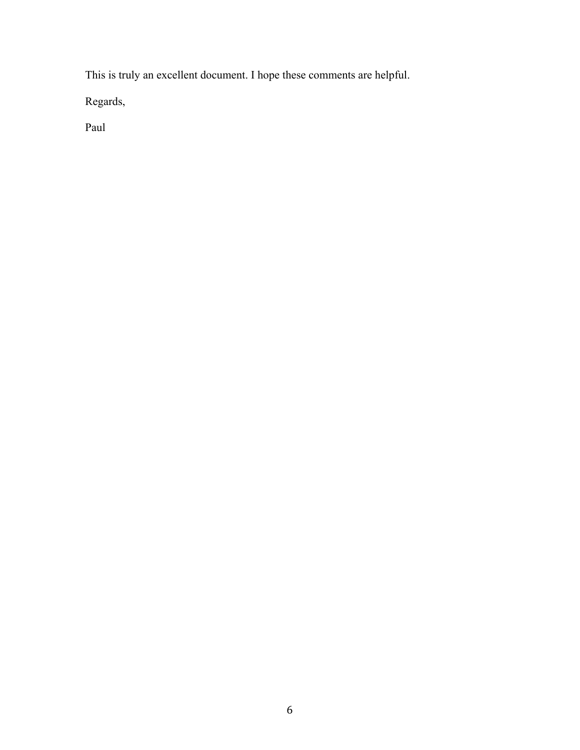This is truly an excellent document. I hope these comments are helpful.

Regards,

Paul